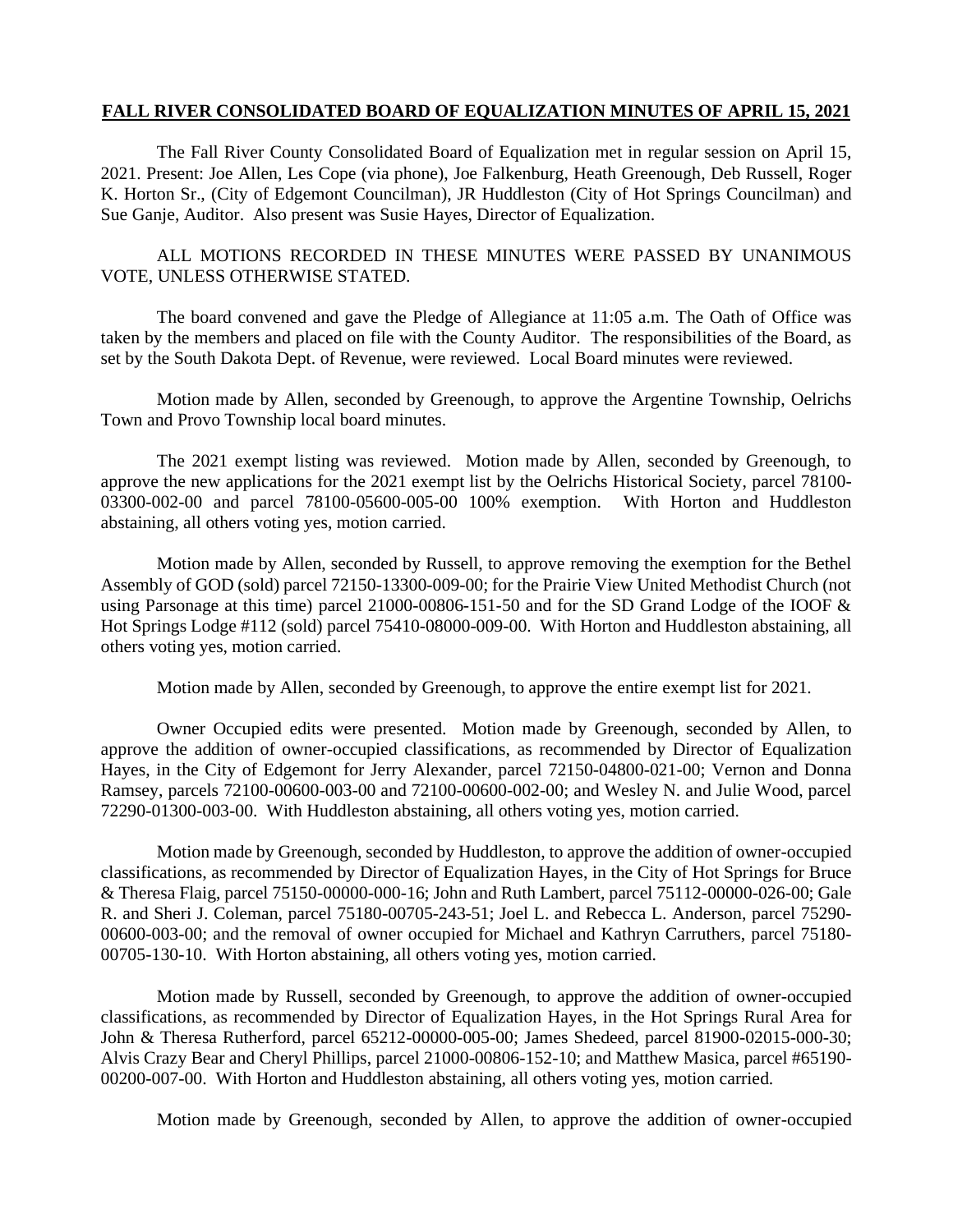# FALL RIVER CONSOLIDATED BOARD OF EQUALIZATION MINUTES OF APRIL 15, 2021

The Fall River County Consolidated Board of Equalization met in regular session on April 15, 2021. Present: Joe Allen, Les Cope (via phone), Joe Falkenburg, Heath Greenough, Deb Russell, Roger K. Horton Sr., (City of Edgemont Councilman), JR Huddleston (City of Hot Springs Councilman) and Sue Ganje, Auditor. Also present was Susie Hayes, Director of Equalization.

ALL MOTIONS RECORDED IN THESE MINUTES WERE PASSED BY UNANIMOUS VOTE, UNLESS OTHERWISE STATED.

The board convened and gave the Pledge of Allegiance at 11:05 a.m. The Oath of Office was taken by the members and placed on file with the County Auditor. The responsibilities of the Board, as set by the South Dakota Dept. of Revenue, were reviewed. Local Board minutes were reviewed.

Motion made by Allen, seconded by Greenough, to approve the Argentine Township, Oelrichs Town and Provo Township local board minutes.

The 2021 exempt listing was reviewed. Motion made by Allen, seconded by Greenough, to approve the new applications for the 2021 exempt list by the Oelrichs Historical Society, parcel 78100-03300-002-00 and parcel 78100-05600-005-00 100% exemption. With Horton and Huddleston abstaining, all others voting yes, motion carried.

Motion made by Allen, seconded by Russell, to approve removing the exemption for the Bethel Assembly of GOD (sold) parcel 72150-13300-009-00; for the Prairie View United Methodist Church (not using Parsonage at this time) parcel 21000-00806-151-50 and for the SD Grand Lodge of the IOOF & Hot Springs Lodge #112 (sold) parcel 75410-08000-009-00. With Horton and Huddleston abstaining, all others voting yes, motion carried.

Motion made by Allen, seconded by Greenough, to approve the entire exempt list for 2021.

Owner Occupied edits were presented. Motion made by Greenough, seconded by Allen, to approve the addition of owner-occupied classifications, as recommended by Director of Equalization Hayes, in the City of Edgemont for Jerry Alexander, parcel 72150-04800-021-00; Vernon and Donna Ramsey, parcels 72100-00600-003-00 and 72100-00600-002-00; and Wesley N. and Julie Wood, parcel 72290-01300-003-00. With Huddleston abstaining, all others voting yes, motion carried.

Motion made by Greenough, seconded by Huddleston, to approve the addition of owner-occupied classifications, as recommended by Director of Equalization Hayes, in the City of Hot Springs for Bruce & Theresa Flaig, parcel 75150-00000-000-16; John and Ruth Lambert, parcel 75112-00000-026-00; Gale R. and Sheri J. Coleman, parcel 75180-00705-243-51; Joel L. and Rebecca L. Anderson, parcel 75290-00600-003-00; and the removal of owner occupied for Michael and Kathryn Carruthers, parcel 75180-00705-130-10. With Horton abstaining, all others voting yes, motion carried.

Motion made by Russell, seconded by Greenough, to approve the addition of owner-occupied classifications, as recommended by Director of Equalization Hayes, in the Hot Springs Rural Area for John & Theresa Rutherford, parcel 65212-00000-005-00; James Shedeed, parcel 81900-02015-000-30; Alvis Crazy Bear and Cheryl Phillips, parcel 21000-00806-152-10; and Matthew Masica, parcel #65190-00200-007-00. With Horton and Huddleston abstaining, all others voting yes, motion carried.

Motion made by Greenough, seconded by Allen, to approve the addition of owner-occupied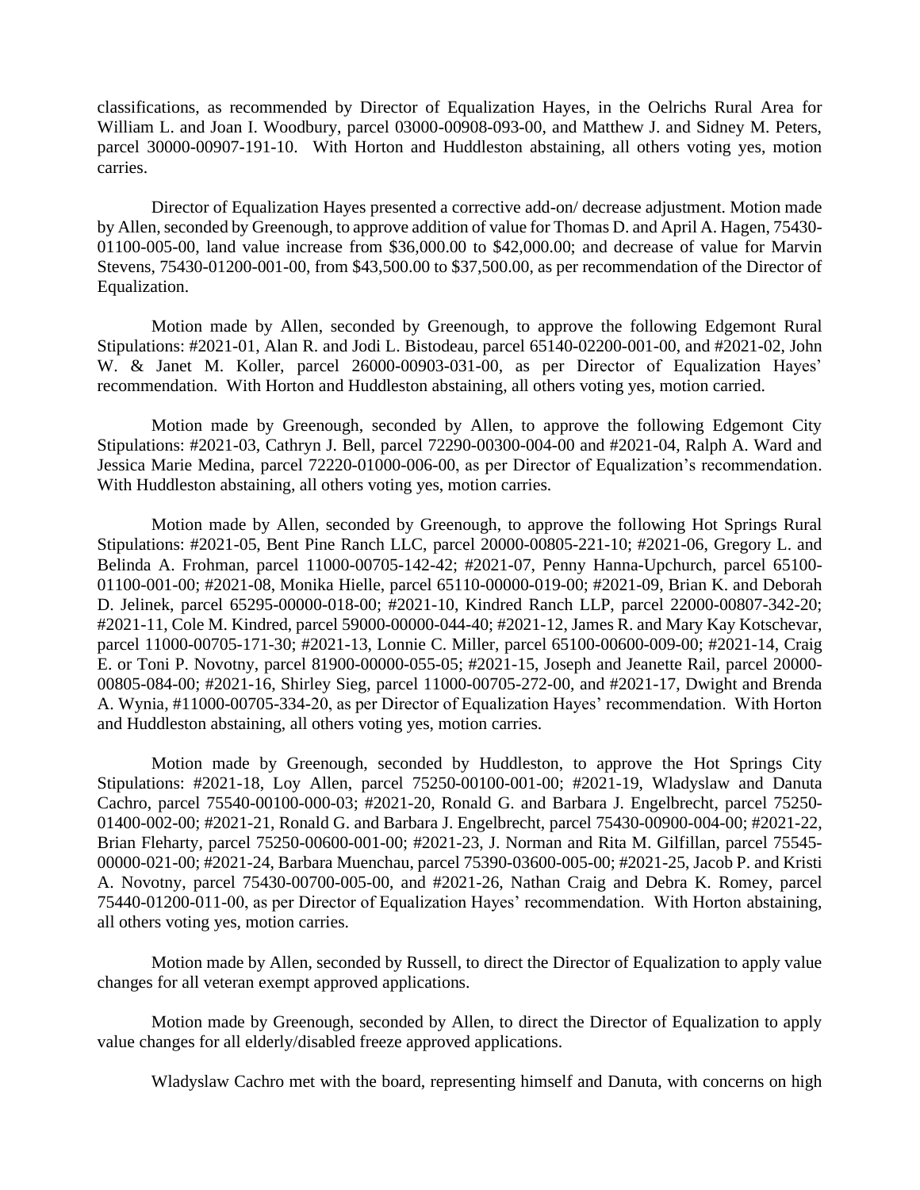classifications, as recommended by Director of Equalization Hayes, in the Oelrichs Rural Area for William L. and Joan I. Woodbury, parcel 03000-00908-093-00, and Matthew J. and Sidney M. Peters, parcel 30000-00907-191-10. With Horton and Huddleston abstaining, all others voting yes, motion carries.

Director of Equalization Hayes presented a corrective add-on/ decrease adjustment. Motion made by Allen, seconded by Greenough, to approve addition of value for Thomas D. and April A. Hagen, 75430-01100-005-00, land value increase from $36,000.00 to $42,000.00; and decrease of value for Marvin Stevens, 75430-01200-001-00, from $43,500.00 to $37,500.00, as per recommendation of the Director of Equalization.

Motion made by Allen, seconded by Greenough, to approve the following Edgemont Rural Stipulations: #2021-01, Alan R. and Jodi L. Bistodeau, parcel 65140-02200-001-00, and #2021-02, John W. & Janet M. Koller, parcel 26000-00903-031-00, as per Director of Equalization Hayes' recommendation. With Horton and Huddleston abstaining, all others voting yes, motion carried.

Motion made by Greenough, seconded by Allen, to approve the following Edgemont City Stipulations: #2021-03, Cathryn J. Bell, parcel 72290-00300-004-00 and #2021-04, Ralph A. Ward and Jessica Marie Medina, parcel 72220-01000-006-00, as per Director of Equalization's recommendation. With Huddleston abstaining, all others voting yes, motion carries.

Motion made by Allen, seconded by Greenough, to approve the following Hot Springs Rural Stipulations: #2021-05, Bent Pine Ranch LLC, parcel 20000-00805-221-10; #2021-06, Gregory L. and Belinda A. Frohman, parcel 11000-00705-142-42; #2021-07, Penny Hanna-Upchurch, parcel 65100-01100-001-00; #2021-08, Monika Hielle, parcel 65110-00000-019-00; #2021-09, Brian K. and Deborah D. Jelinek, parcel 65295-00000-018-00; #2021-10, Kindred Ranch LLP, parcel 22000-00807-342-20; #2021-11, Cole M. Kindred, parcel 59000-00000-044-40; #2021-12, James R. and Mary Kay Kotschevar, parcel 11000-00705-171-30; #2021-13, Lonnie C. Miller, parcel 65100-00600-009-00; #2021-14, Craig E. or Toni P. Novotny, parcel 81900-00000-055-05; #2021-15, Joseph and Jeanette Rail, parcel 20000-00805-084-00; #2021-16, Shirley Sieg, parcel 11000-00705-272-00, and #2021-17, Dwight and Brenda A. Wynia, #11000-00705-334-20, as per Director of Equalization Hayes' recommendation. With Horton and Huddleston abstaining, all others voting yes, motion carries.

Motion made by Greenough, seconded by Huddleston, to approve the Hot Springs City Stipulations: #2021-18, Loy Allen, parcel 75250-00100-001-00; #2021-19, Wladyslaw and Danuta Cachro, parcel 75540-00100-000-03; #2021-20, Ronald G. and Barbara J. Engelbrecht, parcel 75250-01400-002-00; #2021-21, Ronald G. and Barbara J. Engelbrecht, parcel 75430-00900-004-00; #2021-22, Brian Fleharty, parcel 75250-00600-001-00; #2021-23, J. Norman and Rita M. Gilfillan, parcel 75545-00000-021-00; #2021-24, Barbara Muenchau, parcel 75390-03600-005-00; #2021-25, Jacob P. and Kristi A. Novotny, parcel 75430-00700-005-00, and #2021-26, Nathan Craig and Debra K. Romey, parcel 75440-01200-011-00, as per Director of Equalization Hayes' recommendation. With Horton abstaining, all others voting yes, motion carries.

Motion made by Allen, seconded by Russell, to direct the Director of Equalization to apply value changes for all veteran exempt approved applications.

Motion made by Greenough, seconded by Allen, to direct the Director of Equalization to apply value changes for all elderly/disabled freeze approved applications.

Wladyslaw Cachro met with the board, representing himself and Danuta, with concerns on high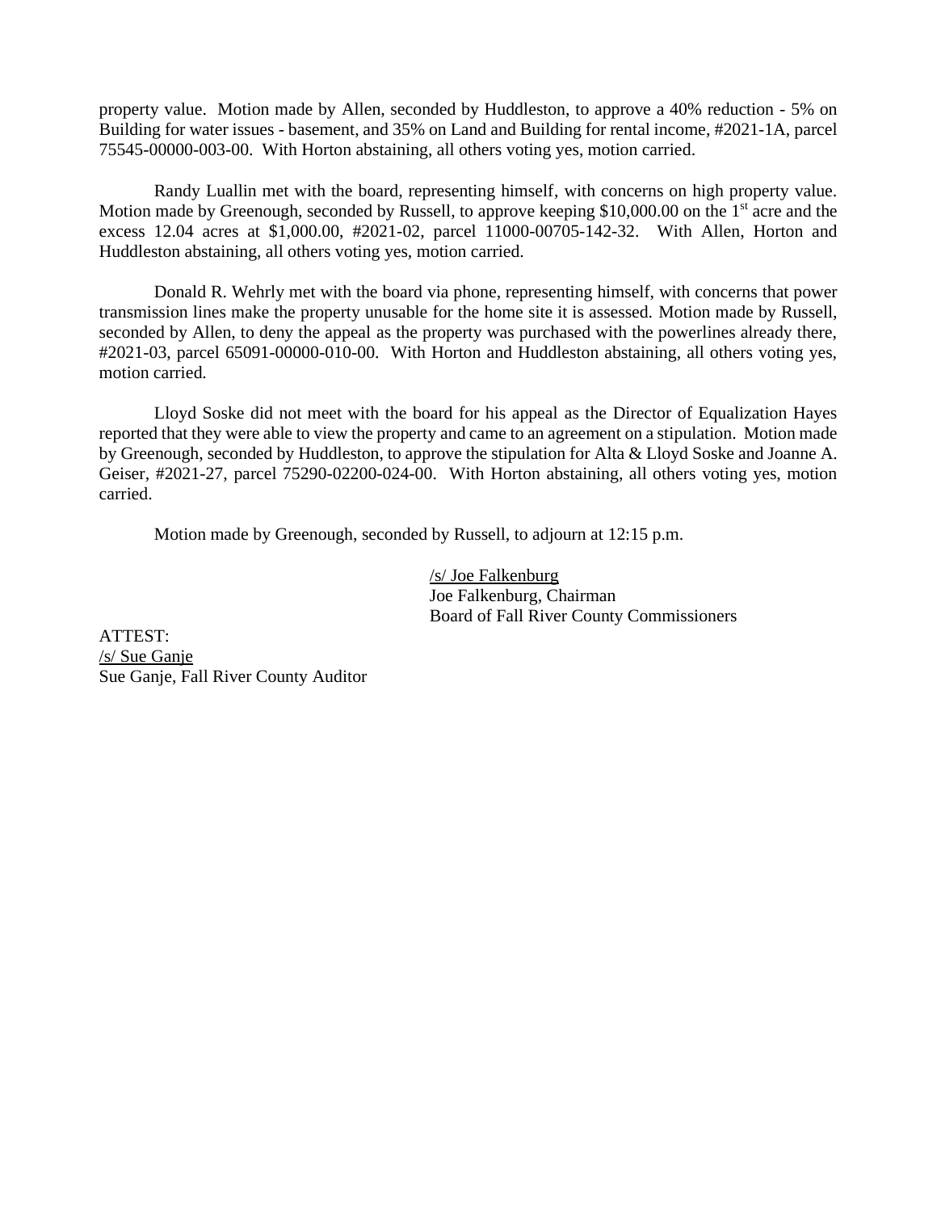property value. Motion made by Allen, seconded by Huddleston, to approve a 40% reduction - 5% on Building for water issues - basement, and 35% on Land and Building for rental income, #2021-1A, parcel 75545-00000-003-00. With Horton abstaining, all others voting yes, motion carried.

Randy Luallin met with the board, representing himself, with concerns on high property value. Motion made by Greenough, seconded by Russell, to approve keeping \$10,000.00 on the 1st acre and the excess 12.04 acres at \$1,000.00, #2021-02, parcel 11000-00705-142-32. With Allen, Horton and Huddleston abstaining, all others voting yes, motion carried.

Donald R. Wehrly met with the board via phone, representing himself, with concerns that power transmission lines make the property unusable for the home site it is assessed. Motion made by Russell, seconded by Allen, to deny the appeal as the property was purchased with the powerlines already there, #2021-03, parcel 65091-00000-010-00. With Horton and Huddleston abstaining, all others voting yes, motion carried.

Lloyd Soske did not meet with the board for his appeal as the Director of Equalization Hayes reported that they were able to view the property and came to an agreement on a stipulation. Motion made by Greenough, seconded by Huddleston, to approve the stipulation for Alta & Lloyd Soske and Joanne A. Geiser, #2021-27, parcel 75290-02200-024-00. With Horton abstaining, all others voting yes, motion carried.

Motion made by Greenough, seconded by Russell, to adjourn at 12:15 p.m.

/s/ Joe Falkenburg
Joe Falkenburg, Chairman
Board of Fall River County Commissioners

ATTEST:
/s/ Sue Ganje
Sue Ganje, Fall River County Auditor